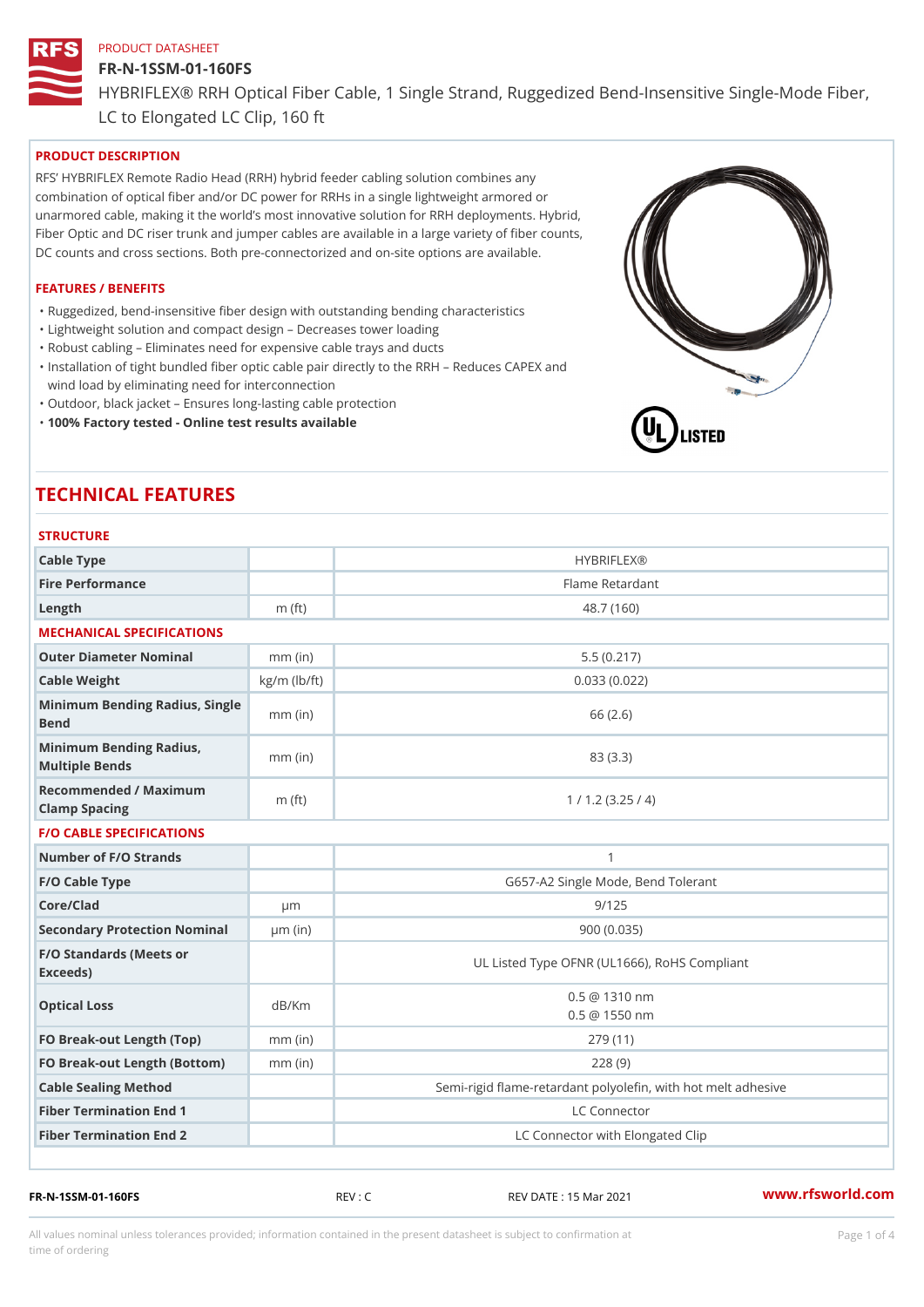PRODUCT DATASHEET

# FR-N-1SSM-01-160FS

HYBRIFLEX® RRH Optical Fiber Cable, 1 Single Strand, Ruggedized Bend-Insensitive Single-Mode Fiber, LC to Elongated LC Clip, 160 ft

## PRODUCT DESCRIPTION

RFS' HYBRIFLEX Remote Radio Head (RRH) hybrid feeder cabling solution combines any combination of optical fiber and/or DC power for RRHs in a single lightweight armored or unarmored cable, making it the world's most innovative solution for RRH deployments. Hybrid, Fiber Optic and DC riser trunk and jumper cables are available in a large variety of fiber counts, DC counts and cross sections. Both pre-connectorized and on-site options are available.

## FEATURES / BENEFITS

- Ruggedized, bend-insensitive fiber design with outstanding bending characteristics
- Lightweight solution and compact design – Decreases tower loading
- Robust cabling – Eliminates need for expensive cable trays and ducts
- Installation of tight bundled fiber optic cable pair directly to the RRH – Reduces CAPEX and wind load by eliminating need for interconnection
- Outdoor, black jacket – Ensures long-lasting cable protection
- **100% Factory tested - Online test results available**

# TECHNICAL FEATURES

### STRUCTURE

| | | |
|---|---|---|
| Cable Type | | HYBRIFLEX® |
| Fire Performance | | Flame Retardant |
| Length | m (ft) | 48.7 (160) |

### MECHANICAL SPECIFICATIONS

| | | |
|---|---|---|
| Outer Diameter Nominal | mm (in) | 5.5 (0.217) |
| Cable Weight | kg/m (lb/ft) | 0.033 (0.022) |
| Minimum Bending Radius, Single Bend | mm (in) | 66 (2.6) |
| Minimum Bending Radius, Multiple Bends | mm (in) | 83 (3.3) |
| Recommended / Maximum Clamp Spacing | m (ft) | 1 / 1.2 (3.25 / 4) |

### F/O CABLE SPECIFICATIONS

| | | |
|---|---|---|
| Number of F/O Strands | | 1 |
| F/O Cable Type | | G657-A2 Single Mode, Bend Tolerant |
| Core/Clad | μm | 9/125 |
| Secondary Protection Nominal | μm (in) | 900 (0.035) |
| F/O Standards (Meets or Exceeds) | | UL Listed Type OFNR (UL1666), RoHS Compliant |
| Optical Loss | dB/Km | 0.5 @ 1310 nm<br>0.5 @ 1550 nm |
| FO Break-out Length (Top) | mm (in) | 279 (11) |
| FO Break-out Length (Bottom) | mm (in) | 228 (9) |
| Cable Sealing Method | | Semi-rigid flame-retardant polyolefin, with hot melt adhesive |
| Fiber Termination End 1 | | LC Connector |
| Fiber Termination End 2 | | LC Connector with Elongated Clip |

FR-N-1SSM-01-160FS REV : C REV DATE : 15 Mar 2021 www.rfsworld.com

All values nominal unless tolerances provided; information contained in the present datasheet is subject to confirmation at time of ordering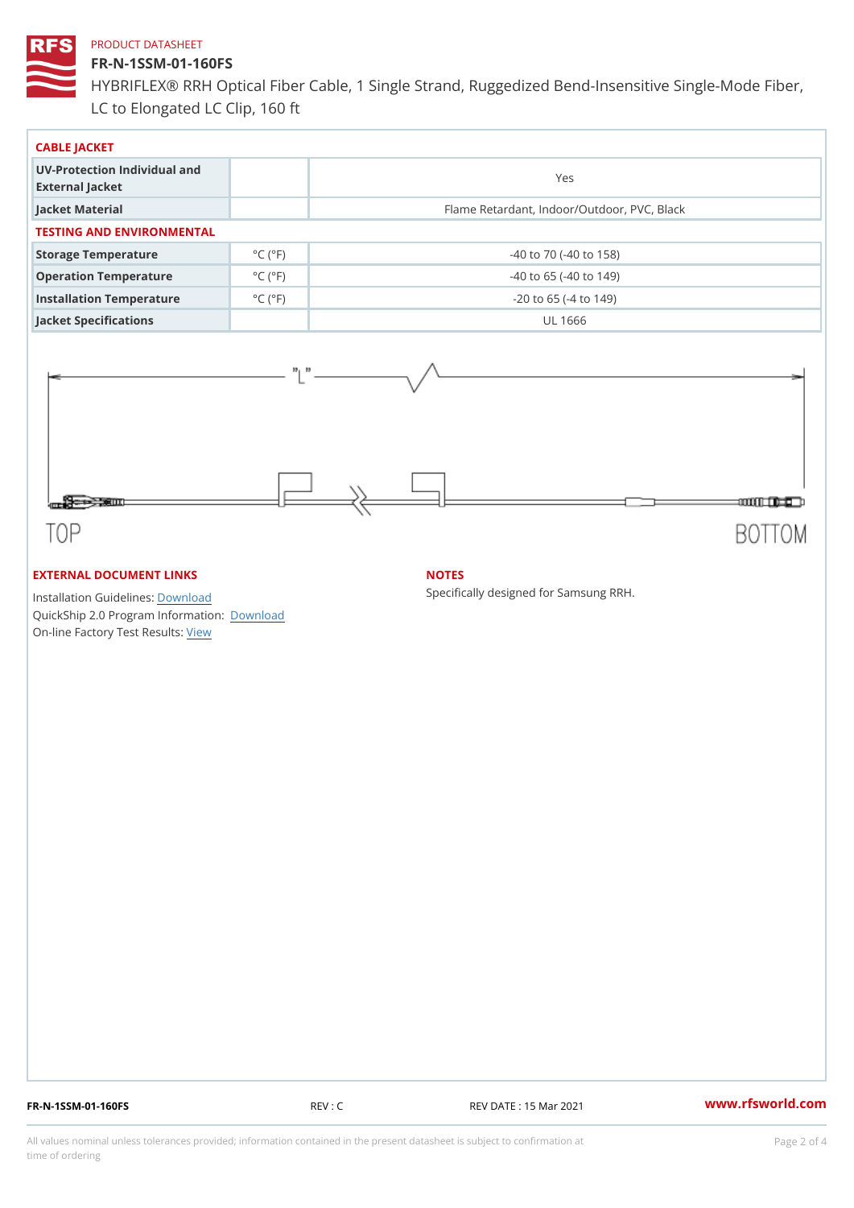PRODUCT DATASHEET

# FR-N-1SSM-01-160FS

HYBRIFLEX® RRH Optical Fiber Cable, 1 Single Strand, Ruggedized Bend-Insensitive Single-Mode Fiber, LC to Elongated LC Clip, 160 ft

## CABLE JACKET

| | | |
|---|---|---|
| UV-Protection Individual and External Jacket | | Yes |
| Jacket Material | | Flame Retardant, Indoor/Outdoor, PVC, Black |

## TESTING AND ENVIRONMENTAL

| | | |
|---|---|---|
| Storage Temperature | °C (°F) | -40 to 70 (-40 to 158) |
| Operation Temperature | °C (°F) | -40 to 65 (-40 to 149) |
| Installation Temperature | °C (°F) | -20 to 65 (-4 to 149) |
| Jacket Specifications | | UL 1666 |

"L"

TOP

BOTTOM

## EXTERNAL DOCUMENT LINKS

Installation Guidelines: Download

QuickShip 2.0 Program Information: Download

On-line Factory Test Results: View

## NOTES

Specifically designed for Samsung RRH.

FR-N-1SSM-01-160FS REV : C REV DATE : 15 Mar 2021 www.rfsworld.com

All values nominal unless tolerances provided; information contained in the present datasheet is subject to confirmation at time of ordering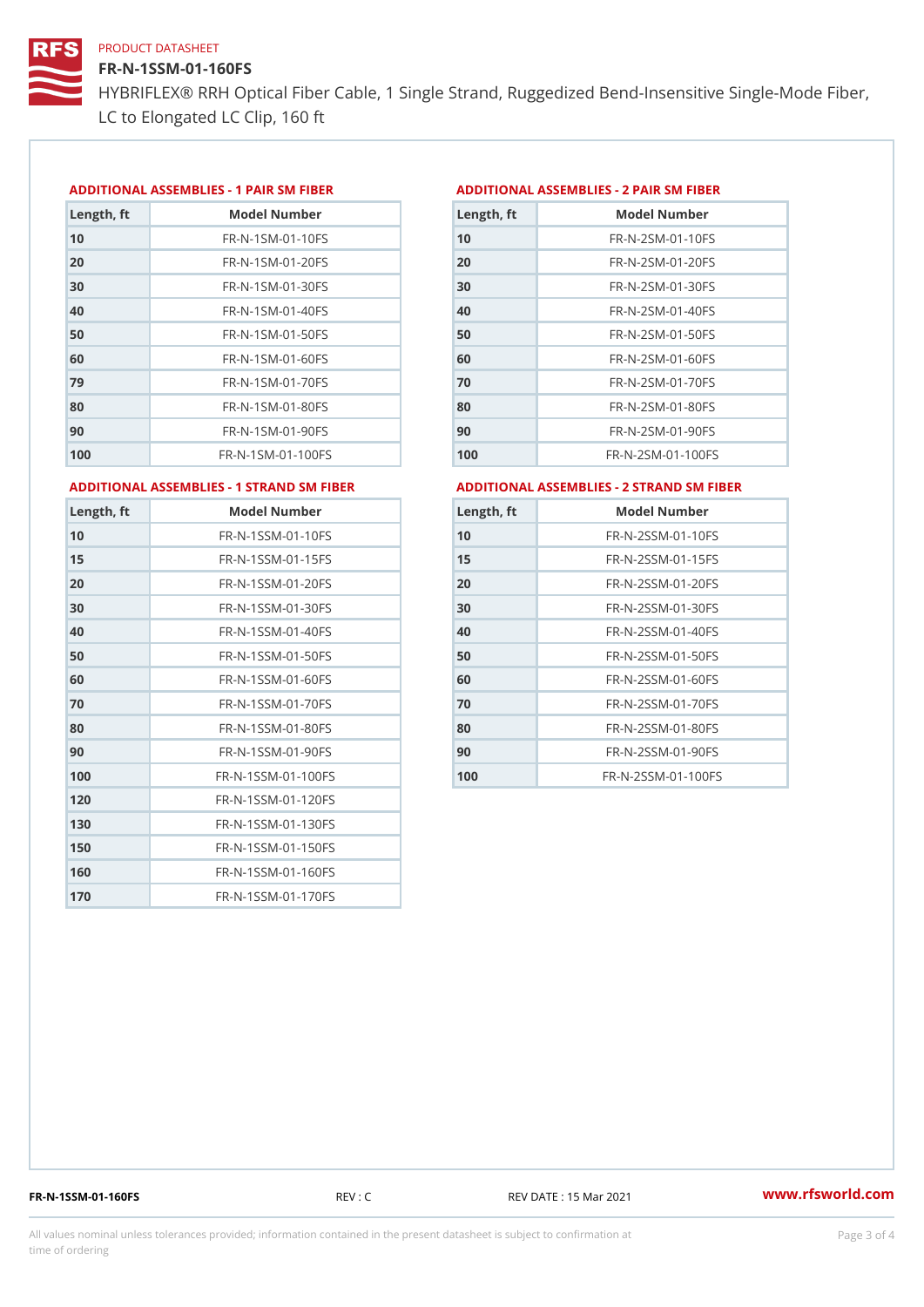PRODUCT DATASHEET

# FR-N-1SSM-01-160FS

HYBRIFLEX® RRH Optical Fiber Cable, 1 Single Strand, Ruggedized Bend-Insensitive Single-Mode Fiber, LC to Elongated LC Clip, 160 ft

## ADDITIONAL ASSEMBLIES - 1 PAIR SM FIBER

| Length, ft | Model Number |
|---|---|
| 10 | FR-N-1SM-01-10FS |
| 20 | FR-N-1SM-01-20FS |
| 30 | FR-N-1SM-01-30FS |
| 40 | FR-N-1SM-01-40FS |
| 50 | FR-N-1SM-01-50FS |
| 60 | FR-N-1SM-01-60FS |
| 79 | FR-N-1SM-01-70FS |
| 80 | FR-N-1SM-01-80FS |
| 90 | FR-N-1SM-01-90FS |
| 100 | FR-N-1SM-01-100FS |

## ADDITIONAL ASSEMBLIES - 2 PAIR SM FIBER

| Length, ft | Model Number |
|---|---|
| 10 | FR-N-2SM-01-10FS |
| 20 | FR-N-2SM-01-20FS |
| 30 | FR-N-2SM-01-30FS |
| 40 | FR-N-2SM-01-40FS |
| 50 | FR-N-2SM-01-50FS |
| 60 | FR-N-2SM-01-60FS |
| 70 | FR-N-2SM-01-70FS |
| 80 | FR-N-2SM-01-80FS |
| 90 | FR-N-2SM-01-90FS |
| 100 | FR-N-2SM-01-100FS |

## ADDITIONAL ASSEMBLIES - 1 STRAND SM FIBER

| Length, ft | Model Number |
|---|---|
| 10 | FR-N-1SSM-01-10FS |
| 15 | FR-N-1SSM-01-15FS |
| 20 | FR-N-1SSM-01-20FS |
| 30 | FR-N-1SSM-01-30FS |
| 40 | FR-N-1SSM-01-40FS |
| 50 | FR-N-1SSM-01-50FS |
| 60 | FR-N-1SSM-01-60FS |
| 70 | FR-N-1SSM-01-70FS |
| 80 | FR-N-1SSM-01-80FS |
| 90 | FR-N-1SSM-01-90FS |
| 100 | FR-N-1SSM-01-100FS |
| 120 | FR-N-1SSM-01-120FS |
| 130 | FR-N-1SSM-01-130FS |
| 150 | FR-N-1SSM-01-150FS |
| 160 | FR-N-1SSM-01-160FS |
| 170 | FR-N-1SSM-01-170FS |

## ADDITIONAL ASSEMBLIES - 2 STRAND SM FIBER

| Length, ft | Model Number |
|---|---|
| 10 | FR-N-2SSM-01-10FS |
| 15 | FR-N-2SSM-01-15FS |
| 20 | FR-N-2SSM-01-20FS |
| 30 | FR-N-2SSM-01-30FS |
| 40 | FR-N-2SSM-01-40FS |
| 50 | FR-N-2SSM-01-50FS |
| 60 | FR-N-2SSM-01-60FS |
| 70 | FR-N-2SSM-01-70FS |
| 80 | FR-N-2SSM-01-80FS |
| 90 | FR-N-2SSM-01-90FS |
| 100 | FR-N-2SSM-01-100FS |

FR-N-1SSM-01-160FS REV : C REV DATE : 15 Mar 2021 www.rfsworld.com

All values nominal unless tolerances provided; information contained in the present datasheet is subject to confirmation at time of ordering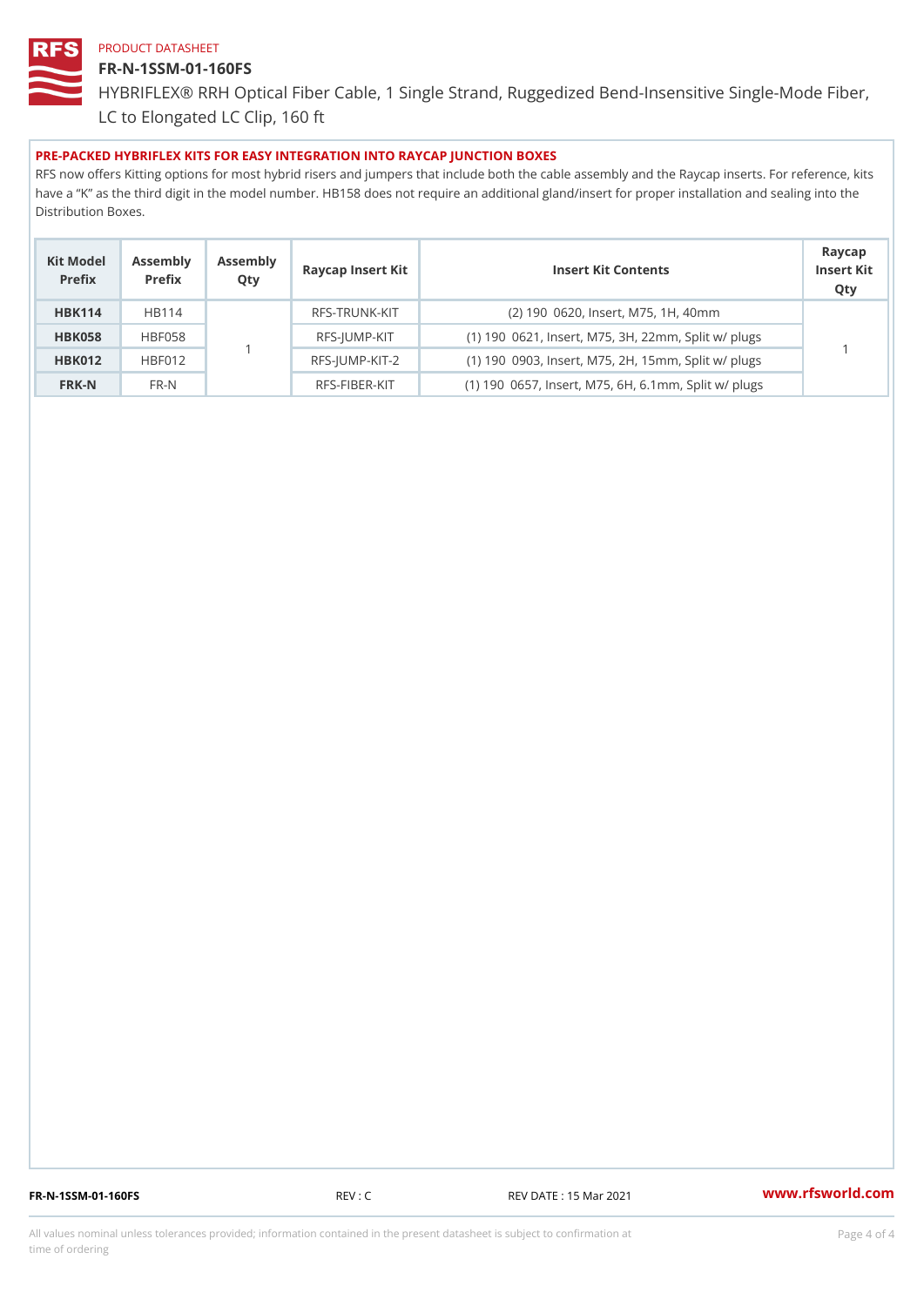PRODUCT DATASHEET

# FR-N-1SSM-01-160FS

HYBRIFLEX® RRH Optical Fiber Cable, 1 Single Strand, Ruggedized Bend-Insensitive Single-Mode Fiber, LC to Elongated LC Clip, 160 ft

## PRE-PACKED HYBRIFLEX KITS FOR EASY INTEGRATION INTO RAYCAP JUNCTION BOXES

RFS now offers Kitting options for most hybrid risers and jumpers that include both the cable assembly and the Raycap inserts. For reference, kits have a "K" as the third digit in the model number. HB158 does not require an additional gland/insert for proper installation and sealing into the Distribution Boxes.

| Kit Model Prefix | Assembly Prefix | Assembly Qty | Raycap Insert Kit | Insert Kit Contents | Raycap Insert Kit Qty |
|---|---|---|---|---|---|
| **HBK114** | HB114 | 1 | RFS-TRUNK-KIT | (2) 190 0620, Insert, M75, 1H, 40mm | 1 |
| **HBK058** | HBF058 | | RFS-JUMP-KIT | (1) 190 0621, Insert, M75, 3H, 22mm, Split w/ plugs | |
| **HBK012** | HBF012 | | RFS-JUMP-KIT-2 | (1) 190 0903, Insert, M75, 2H, 15mm, Split w/ plugs | |
| **FRK-N** | FR-N | | RFS-FIBER-KIT | (1) 190 0657, Insert, M75, 6H, 6.1mm, Split w/ plugs | |

FR-N-1SSM-01-160FS REV : C REV DATE : 15 Mar 2021 www.rfsworld.com

All values nominal unless tolerances provided; information contained in the present datasheet is subject to confirmation at time of ordering